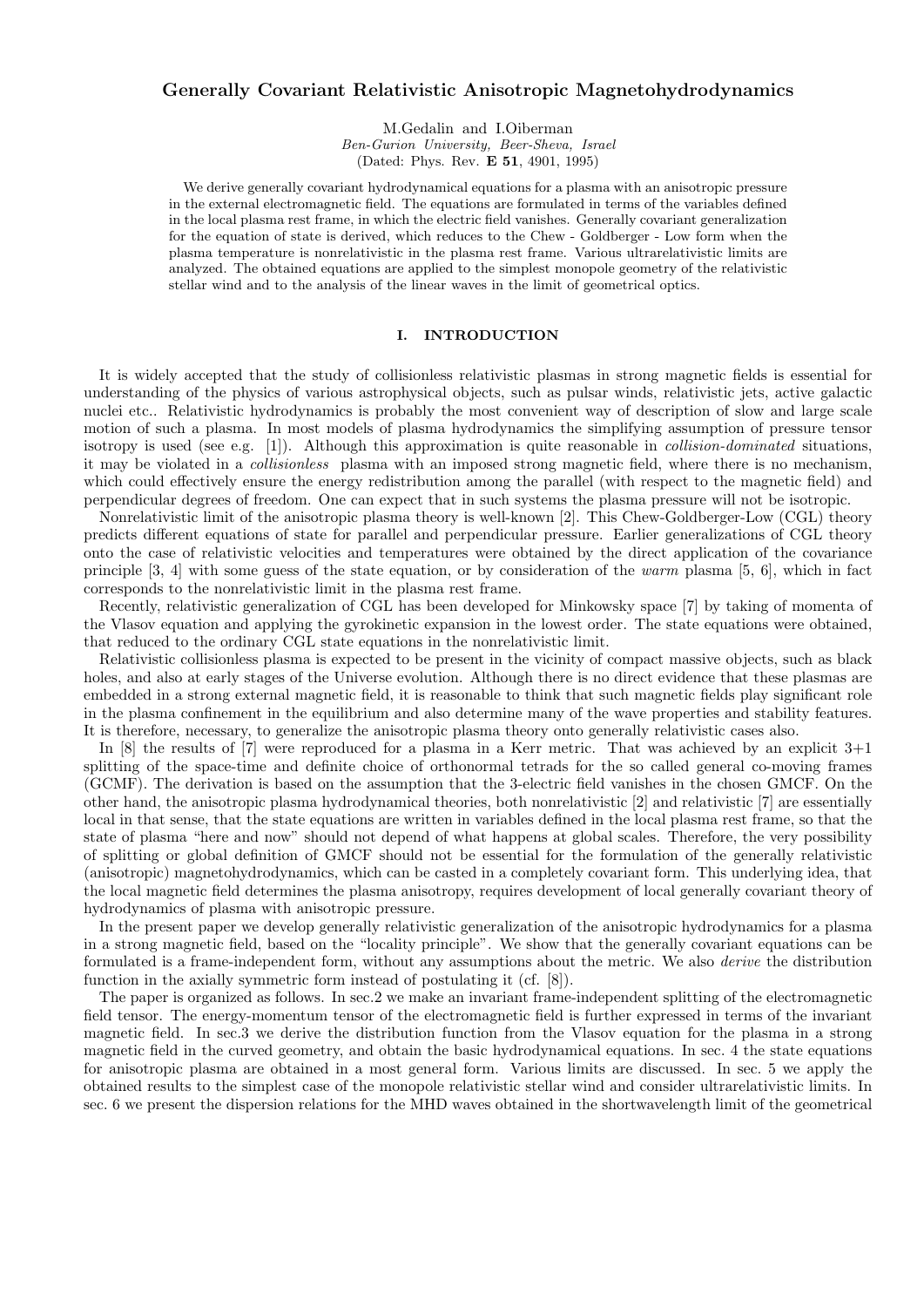# Generally Covariant Relativistic Anisotropic Magnetohydrodynamics

M.Gedalin and I.Oiberman

*Ben-Gurion University, Beer-Sheva, Israel*

(Dated: Phys. Rev. **E 51**, 4901, 1995)

We derive generally covariant hydrodynamical equations for a plasma with an anisotropic pressure in the external electromagnetic field. The equations are formulated in terms of the variables defined in the local plasma rest frame, in which the electric field vanishes. Generally covariant generalization for the equation of state is derived, which reduces to the Chew - Goldberger - Low form when the plasma temperature is nonrelativistic in the plasma rest frame. Various ultrarelativistic limits are analyzed. The obtained equations are applied to the simplest monopole geometry of the relativistic stellar wind and to the analysis of the linear waves in the limit of geometrical optics.

## I. INTRODUCTION

It is widely accepted that the study of collisionless relativistic plasmas in strong magnetic fields is essential for understanding of the physics of various astrophysical objects, such as pulsar winds, relativistic jets, active galactic nuclei etc.. Relativistic hydrodynamics is probably the most convenient way of description of slow and large scale motion of such a plasma. In most models of plasma hydrodynamics the simplifying assumption of pressure tensor isotropy is used (see e.g. [1]). Although this approximation is quite reasonable in *collision-dominated* situations, it may be violated in a *collisionless* plasma with an imposed strong magnetic field, where there is no mechanism, which could effectively ensure the energy redistribution among the parallel (with respect to the magnetic field) and perpendicular degrees of freedom. One can expect that in such systems the plasma pressure will not be isotropic.

Nonrelativistic limit of the anisotropic plasma theory is well-known [2]. This Chew-Goldberger-Low (CGL) theory predicts different equations of state for parallel and perpendicular pressure. Earlier generalizations of CGL theory onto the case of relativistic velocities and temperatures were obtained by the direct application of the covariance principle [3, 4] with some guess of the state equation, or by consideration of the *warm* plasma [5, 6], which in fact corresponds to the nonrelativistic limit in the plasma rest frame.

Recently, relativistic generalization of CGL has been developed for Minkowsky space [7] by taking of momenta of the Vlasov equation and applying the gyrokinetic expansion in the lowest order. The state equations were obtained, that reduced to the ordinary CGL state equations in the nonrelativistic limit.

Relativistic collisionless plasma is expected to be present in the vicinity of compact massive objects, such as black holes, and also at early stages of the Universe evolution. Although there is no direct evidence that these plasmas are embedded in a strong external magnetic field, it is reasonable to think that such magnetic fields play significant role in the plasma confinement in the equilibrium and also determine many of the wave properties and stability features. It is therefore, necessary, to generalize the anisotropic plasma theory onto generally relativistic cases also.

In [8] the results of [7] were reproduced for a plasma in a Kerr metric. That was achieved by an explicit 3+1 splitting of the space-time and definite choice of orthonormal tetrads for the so called general co-moving frames (GCMF). The derivation is based on the assumption that the 3-electric field vanishes in the chosen GMCF. On the other hand, the anisotropic plasma hydrodynamical theories, both nonrelativistic [2] and relativistic [7] are essentially local in that sense, that the state equations are written in variables defined in the local plasma rest frame, so that the state of plasma "here and now" should not depend of what happens at global scales. Therefore, the very possibility of splitting or global definition of GMCF should not be essential for the formulation of the generally relativistic (anisotropic) magnetohydrodynamics, which can be casted in a completely covariant form. This underlying idea, that the local magnetic field determines the plasma anisotropy, requires development of local generally covariant theory of hydrodynamics of plasma with anisotropic pressure.

In the present paper we develop generally relativistic generalization of the anisotropic hydrodynamics for a plasma in a strong magnetic field, based on the "locality principle". We show that the generally covariant equations can be formulated is a frame-independent form, without any assumptions about the metric. We also *derive* the distribution function in the axially symmetric form instead of postulating it (cf. [8]).

The paper is organized as follows. In sec.2 we make an invariant frame-independent splitting of the electromagnetic field tensor. The energy-momentum tensor of the electromagnetic field is further expressed in terms of the invariant magnetic field. In sec.3 we derive the distribution function from the Vlasov equation for the plasma in a strong magnetic field in the curved geometry, and obtain the basic hydrodynamical equations. In sec. 4 the state equations for anisotropic plasma are obtained in a most general form. Various limits are discussed. In sec. 5 we apply the obtained results to the simplest case of the monopole relativistic stellar wind and consider ultrarelativistic limits. In sec. 6 we present the dispersion relations for the MHD waves obtained in the shortwavelength limit of the geometrical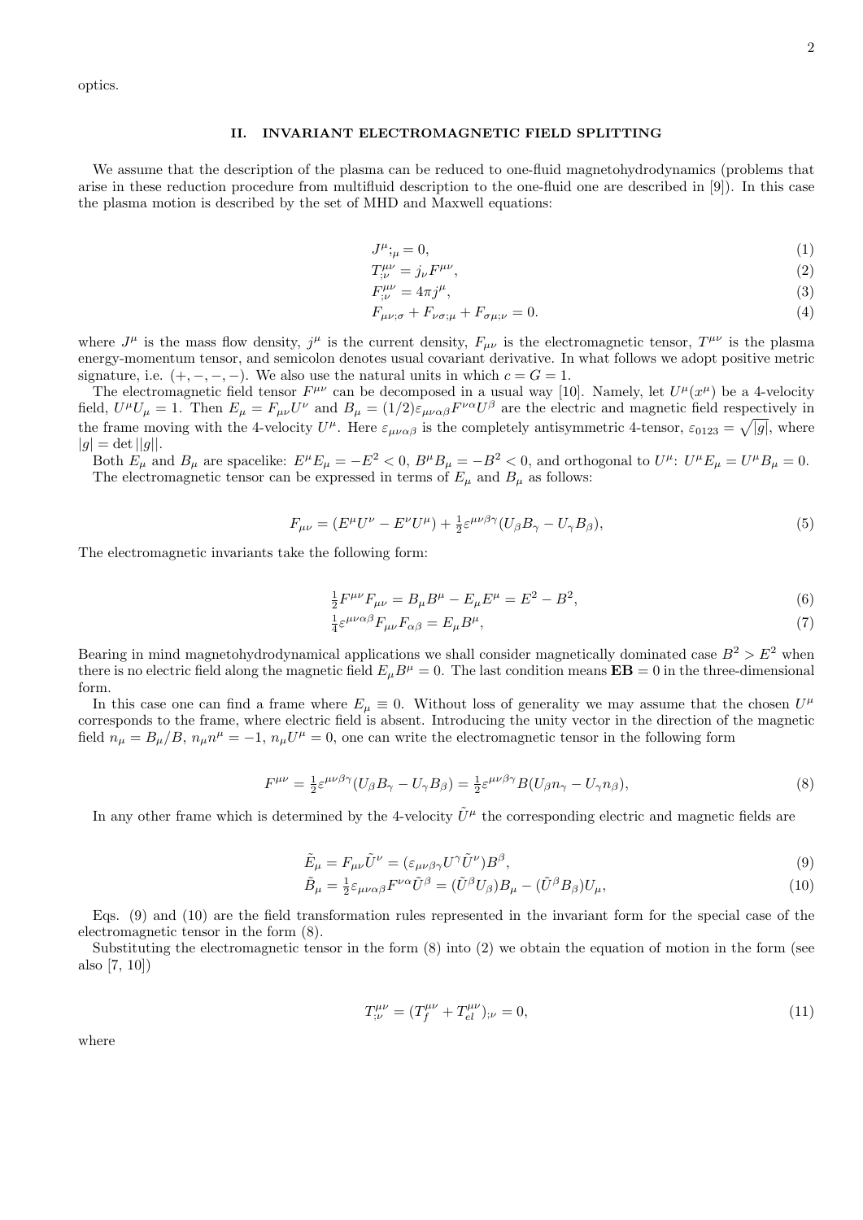optics.

## II. INVARIANT ELECTROMAGNETIC FIELD SPLITTING

We assume that the description of the plasma can be reduced to one-fluid magnetohydrodynamics (problems that arise in these reduction procedure from multifluid description to the one-fluid one are described in [9]). In this case the plasma motion is described by the set of MHD and Maxwell equations:

$$J^{\mu}{}_{;\mu} = 0, \tag{1}$$

$$T^{\mu\nu}_{;\nu} = j_{\nu} F^{\mu\nu}, \tag{2}$$

$$F^{\mu\nu}_{;\nu} = 4\pi j^{\mu}, \tag{3}$$

$$F_{\mu\nu;\sigma} + F_{\nu\sigma;\mu} + F_{\sigma\mu;\nu} = 0. \tag{4}$$

where $J^{\mu}$ is the mass flow density, $j^{\mu}$ is the current density, $F_{\mu\nu}$ is the electromagnetic tensor, $T^{\mu\nu}$ is the plasma energy-momentum tensor, and semicolon denotes usual covariant derivative. In what follows we adopt positive metric signature, i.e. $(+,-,-,-)$. We also use the natural units in which $c = G = 1$.

The electromagnetic field tensor $F^{\mu\nu}$ can be decomposed in a usual way [10]. Namely, let $U^{\mu}(x^{\mu})$ be a 4-velocity field, $U^{\mu}U_{\mu} = 1$. Then $E_{\mu} = F_{\mu\nu}U^{\nu}$ and $B_{\mu} = (1/2)\varepsilon_{\mu\nu\alpha\beta}F^{\nu\alpha}U^{\beta}$ are the electric and magnetic field respectively in the frame moving with the 4-velocity $U^{\mu}$. Here $\varepsilon_{\mu\nu\alpha\beta}$ is the completely antisymmetric 4-tensor, $\varepsilon_{0123} = \sqrt{|g|}$, where $|g| = \det ||g||$.

Both $E_{\mu}$ and $B_{\mu}$ are spacelike: $E^{\mu}E_{\mu} = -E^2 < 0$, $B^{\mu}B_{\mu} = -B^2 < 0$, and orthogonal to $U^{\mu}$: $U^{\mu}E_{\mu} = U^{\mu}B_{\mu} = 0$.

The electromagnetic tensor can be expressed in terms of $E_{\mu}$ and $B_{\mu}$ as follows:

$$F_{\mu\nu} = (E^{\mu}U^{\nu} - E^{\nu}U^{\mu}) + \tfrac{1}{2}\varepsilon^{\mu\nu\beta\gamma}(U_{\beta}B_{\gamma} - U_{\gamma}B_{\beta}), \tag{5}$$

The electromagnetic invariants take the following form:

$$\tfrac{1}{2}F^{\mu\nu}F_{\mu\nu} = B_{\mu}B^{\mu} - E_{\mu}E^{\mu} = E^2 - B^2, \tag{6}$$

$$\tfrac{1}{4}\varepsilon^{\mu\nu\alpha\beta}F_{\mu\nu}F_{\alpha\beta} = E_{\mu}B^{\mu}, \tag{7}$$

Bearing in mind magnetohydrodynamical applications we shall consider magnetically dominated case $B^2 > E^2$ when there is no electric field along the magnetic field $E_{\mu}B^{\mu} = 0$. The last condition means $\mathbf{EB} = 0$ in the three-dimensional form.

In this case one can find a frame where $E_{\mu} \equiv 0$. Without loss of generality we may assume that the chosen $U^{\mu}$ corresponds to the frame, where electric field is absent. Introducing the unity vector in the direction of the magnetic field $n_{\mu} = B_{\mu}/B$, $n_{\mu}n^{\mu} = -1$, $n_{\mu}U^{\mu} = 0$, one can write the electromagnetic tensor in the following form

$$F^{\mu\nu} = \tfrac{1}{2}\varepsilon^{\mu\nu\beta\gamma}(U_{\beta}B_{\gamma} - U_{\gamma}B_{\beta}) = \tfrac{1}{2}\varepsilon^{\mu\nu\beta\gamma}B(U_{\beta}n_{\gamma} - U_{\gamma}n_{\beta}), \tag{8}$$

In any other frame which is determined by the 4-velocity $\tilde{U}^{\mu}$ the corresponding electric and magnetic fields are

$$\tilde{E}_{\mu} = F_{\mu\nu}\tilde{U}^{\nu} = (\varepsilon_{\mu\nu\beta\gamma}U^{\gamma}\tilde{U}^{\nu})B^{\beta}, \tag{9}$$

$$\tilde{B}_{\mu} = \tfrac{1}{2}\varepsilon_{\mu\nu\alpha\beta}F^{\nu\alpha}\tilde{U}^{\beta} = (\tilde{U}^{\beta}U_{\beta})B_{\mu} - (\tilde{U}^{\beta}B_{\beta})U_{\mu}, \tag{10}$$

Eqs. (9) and (10) are the field transformation rules represented in the invariant form for the special case of the electromagnetic tensor in the form (8).

Substituting the electromagnetic tensor in the form (8) into (2) we obtain the equation of motion in the form (see also [7, 10])

$$T^{\mu\nu}_{;\nu} = (T^{\mu\nu}_{f} + T^{\mu\nu}_{el})_{;\nu} = 0, \tag{11}$$

where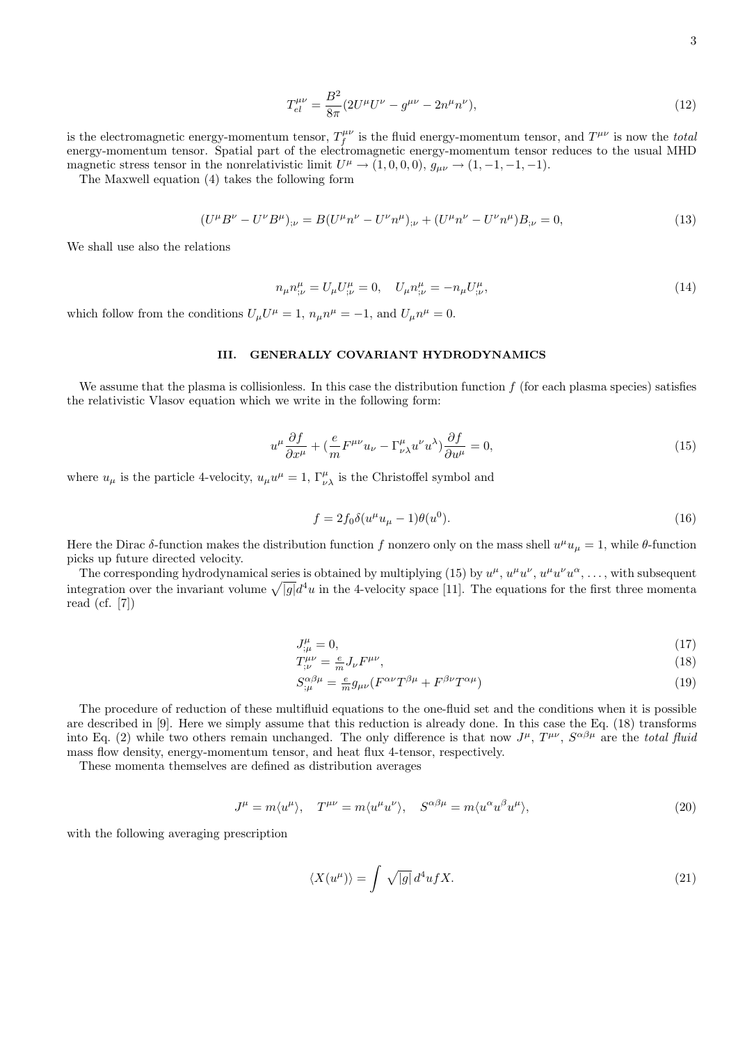$$T_{el}^{\mu\nu} = \frac{B^2}{8\pi}(2U^\mu U^\nu - g^{\mu\nu} - 2n^\mu n^\nu), \tag{12}$$

is the electromagnetic energy-momentum tensor, $T_f^{\mu\nu}$ is the fluid energy-momentum tensor, and $T^{\mu\nu}$ is now the *total* energy-momentum tensor. Spatial part of the electromagnetic energy-momentum tensor reduces to the usual MHD magnetic stress tensor in the nonrelativistic limit $U^\mu \to (1,0,0,0)$, $g_{\mu\nu} \to (1,-1,-1,-1)$.

The Maxwell equation (4) takes the following form

$$(U^\mu B^\nu - U^\nu B^\mu)_{;\nu} = B(U^\mu n^\nu - U^\nu n^\mu)_{;\nu} + (U^\mu n^\nu - U^\nu n^\mu)B_{;\nu} = 0, \tag{13}$$

We shall use also the relations

$$n_\mu n^\mu_{;\nu} = U_\mu U^\mu_{;\nu} = 0, \quad U_\mu n^\mu_{;\nu} = -n_\mu U^\mu_{;\nu}, \tag{14}$$

which follow from the conditions $U_\mu U^\mu = 1$, $n_\mu n^\mu = -1$, and $U_\mu n^\mu = 0$.

### III. GENERALLY COVARIANT HYDRODYNAMICS

We assume that the plasma is collisionless. In this case the distribution function $f$ (for each plasma species) satisfies the relativistic Vlasov equation which we write in the following form:

$$u^\mu \frac{\partial f}{\partial x^\mu} + \left(\frac{e}{m} F^{\mu\nu} u_\nu - \Gamma^\mu_{\nu\lambda} u^\nu u^\lambda\right) \frac{\partial f}{\partial u^\mu} = 0, \tag{15}$$

where $u_\mu$ is the particle 4-velocity, $u_\mu u^\mu = 1$, $\Gamma^\mu_{\nu\lambda}$ is the Christoffel symbol and

$$f = 2 f_0 \delta(u^\mu u_\mu - 1)\theta(u^0). \tag{16}$$

Here the Dirac $\delta$-function makes the distribution function $f$ nonzero only on the mass shell $u^\mu u_\mu = 1$, while $\theta$-function picks up future directed velocity.

The corresponding hydrodynamical series is obtained by multiplying (15) by $u^\mu$, $u^\mu u^\nu$, $u^\mu u^\nu u^\alpha$, ..., with subsequent integration over the invariant volume $\sqrt{|g|}d^4u$ in the 4-velocity space [11]. The equations for the first three momenta read (cf. [7])

$$J^\mu_{;\mu} = 0, \tag{17}$$

$$T^{\mu\nu}_{;\nu} = \tfrac{e}{m} J_\nu F^{\mu\nu}, \tag{18}$$

$$S^{\alpha\beta\mu}_{;\mu} = \tfrac{e}{m} g_{\mu\nu}(F^{\alpha\nu}T^{\beta\mu} + F^{\beta\nu}T^{\alpha\mu}) \tag{19}$$

The procedure of reduction of these multifluid equations to the one-fluid set and the conditions when it is possible are described in [9]. Here we simply assume that this reduction is already done. In this case the Eq. (18) transforms into Eq. (2) while two others remain unchanged. The only difference is that now $J^\mu$, $T^{\mu\nu}$, $S^{\alpha\beta\mu}$ are the *total fluid* mass flow density, energy-momentum tensor, and heat flux 4-tensor, respectively.

These momenta themselves are defined as distribution averages

$$J^\mu = m\langle u^\mu\rangle, \quad T^{\mu\nu} = m\langle u^\mu u^\nu\rangle, \quad S^{\alpha\beta\mu} = m\langle u^\alpha u^\beta u^\mu\rangle, \tag{20}$$

with the following averaging prescription

$$\langle X(u^\mu)\rangle = \int \sqrt{|g|}\, d^4u f X. \tag{21}$$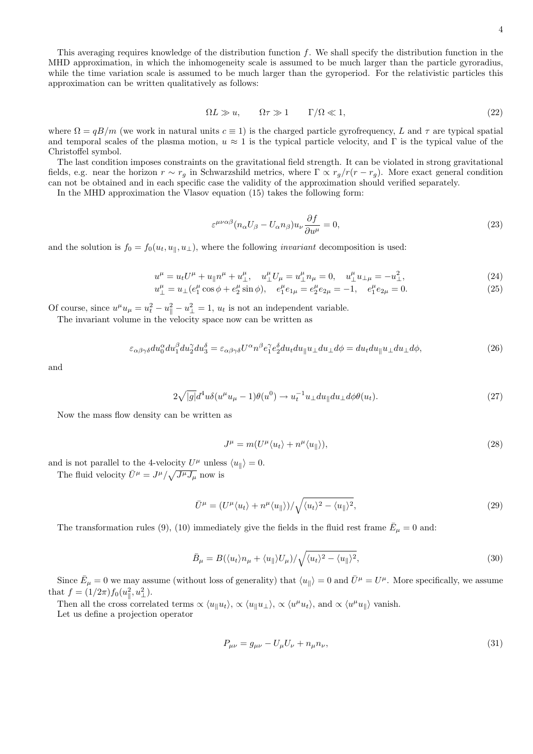This averaging requires knowledge of the distribution function $f$. We shall specify the distribution function in the MHD approximation, in which the inhomogeneity scale is assumed to be much larger than the particle gyroradius, while the time variation scale is assumed to be much larger than the gyroperiod. For the relativistic particles this approximation can be written qualitatively as follows:

$$
\Omega L \gg u, \qquad \Omega\tau \gg 1 \qquad \Gamma/\Omega \ll 1, \tag{22}
$$

where $\Omega = qB/m$ (we work in natural units $c \equiv 1$) is the charged particle gyrofrequency, $L$ and $\tau$ are typical spatial and temporal scales of the plasma motion, $u \approx 1$ is the typical particle velocity, and $\Gamma$ is the typical value of the Christoffel symbol.

The last condition imposes constraints on the gravitational field strength. It can be violated in strong gravitational fields, e.g. near the horizon $r \sim r_g$ in Schwarzshild metrics, where $\Gamma \propto r_g/r(r-r_g)$. More exact general condition can not be obtained and in each specific case the validity of the approximation should verified separately.

In the MHD approximation the Vlasov equation (15) takes the following form:

$$
\varepsilon^{\mu\nu\alpha\beta}(n_\alpha U_\beta - U_\alpha n_\beta)u_\nu \frac{\partial f}{\partial u^\mu} = 0, \tag{23}
$$

and the solution is $f_0 = f_0(u_t, u_\parallel, u_\perp)$, where the following *invariant* decomposition is used:

$$
u^\mu = u_t U^\mu + u_\parallel n^\mu + u_\perp^\mu, \quad u_\perp^\mu U_\mu = u_\perp^\mu n_\mu = 0, \quad u_\perp^\mu u_{\perp\mu} = -u_\perp^2, \tag{24}
$$

$$
u_\perp^\mu = u_\perp(e_1^\mu \cos\phi + e_2^\mu \sin\phi), \quad e_1^\mu e_{1\mu} = e_2^\mu e_{2\mu} = -1, \quad e_1^\mu e_{2\mu} = 0. \tag{25}
$$

Of course, since $u^\mu u_\mu = u_t^2 - u_\parallel^2 - u_\perp^2 = 1$, $u_t$ is not an independent variable.

The invariant volume in the velocity space now can be written as

$$
\varepsilon_{\alpha\beta\gamma\delta} du_0^\alpha du_1^\beta du_2^\gamma du_3^\delta = \varepsilon_{\alpha\beta\gamma\delta} U^\alpha n^\beta e_1^\gamma e_2^\delta du_t du_\parallel u_\perp du_\perp d\phi = du_t du_\parallel u_\perp du_\perp d\phi, \tag{26}
$$

and

$$
2\sqrt{|g|}d^4u\,\delta(u^\mu u_\mu - 1)\theta(u^0) \to u_t^{-1} u_\perp du_\parallel du_\perp d\phi\,\theta(u_t). \tag{27}
$$

Now the mass flow density can be written as

$$
J^\mu = m(U^\mu \langle u_t \rangle + n^\mu \langle u_\parallel \rangle), \tag{28}
$$

and is not parallel to the 4-velocity $U^\mu$ unless $\langle u_\parallel \rangle = 0$.

The fluid velocity $\bar{U}^\mu = J^\mu/\sqrt{J^\mu J_\mu}$ now is

$$
\bar{U}^\mu = (U^\mu \langle u_t \rangle + n^\mu \langle u_\parallel \rangle)/\sqrt{\langle u_t \rangle^2 - \langle u_\parallel \rangle^2}, \tag{29}
$$

The transformation rules (9), (10) immediately give the fields in the fluid rest frame $\bar{E}_\mu = 0$ and:

$$
\bar{B}_\mu = B(\langle u_t \rangle n_\mu + \langle u_\parallel \rangle U_\mu)/\sqrt{\langle u_t \rangle^2 - \langle u_\parallel \rangle^2}, \tag{30}
$$

Since $\bar{E}_\mu = 0$ we may assume (without loss of generality) that $\langle u_\parallel \rangle = 0$ and $\bar{U}^\mu = U^\mu$. More specifically, we assume that $f = (1/2\pi) f_0(u_\parallel^2, u_\perp^2)$.

Then all the cross correlated terms $\propto \langle u_\parallel u_t \rangle$, $\propto \langle u_\parallel u_\perp \rangle$, $\propto \langle u^\mu u_t \rangle$, and $\propto \langle u^\mu u_\parallel \rangle$ vanish.

Let us define a projection operator

$$
P_{\mu\nu} = g_{\mu\nu} - U_\mu U_\nu + n_\mu n_\nu, \tag{31}
$$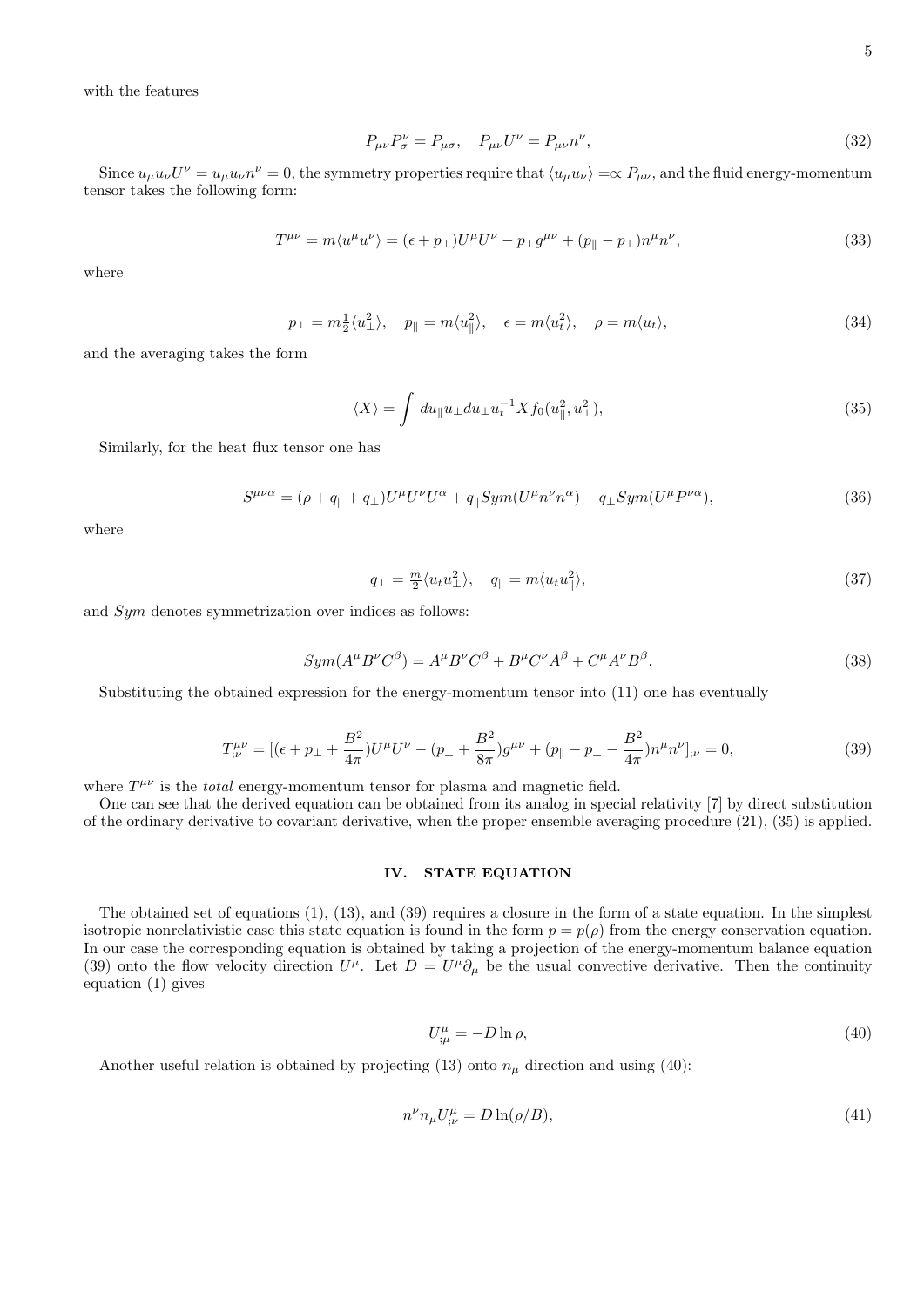with the features

$$P_{\mu\nu}P^{\nu}_{\sigma} = P_{\mu\sigma}, \quad P_{\mu\nu}U^{\nu} = P_{\mu\nu}n^{\nu}, \tag{32}$$

Since $u_\mu u_\nu U^\nu = u_\mu u_\nu n^\nu = 0$, the symmetry properties require that $\langle u_\mu u_\nu \rangle = \propto P_{\mu\nu}$, and the fluid energy-momentum tensor takes the following form:

$$T^{\mu\nu} = m\langle u^\mu u^\nu \rangle = (\epsilon + p_\perp)U^\mu U^\nu - p_\perp g^{\mu\nu} + (p_\parallel - p_\perp)n^\mu n^\nu, \tag{33}$$

where

$$p_\perp = m\tfrac{1}{2}\langle u_\perp^2 \rangle, \quad p_\parallel = m\langle u_\parallel^2 \rangle, \quad \epsilon = m\langle u_t^2 \rangle, \quad \rho = m\langle u_t \rangle, \tag{34}$$

and the averaging takes the form

$$\langle X \rangle = \int du_\parallel u_\perp du_\perp u_t^{-1} X f_0(u_\parallel^2, u_\perp^2), \tag{35}$$

Similarly, for the heat flux tensor one has

$$S^{\mu\nu\alpha} = (\rho + q_\parallel + q_\perp)U^\mu U^\nu U^\alpha + q_\parallel Sym(U^\mu n^\nu n^\alpha) - q_\perp Sym(U^\mu P^{\nu\alpha}), \tag{36}$$

where

$$q_\perp = \tfrac{m}{2}\langle u_t u_\perp^2 \rangle, \quad q_\parallel = m\langle u_t u_\parallel^2 \rangle, \tag{37}$$

and $Sym$ denotes symmetrization over indices as follows:

$$Sym(A^\mu B^\nu C^\beta) = A^\mu B^\nu C^\beta + B^\mu C^\nu A^\beta + C^\mu A^\nu B^\beta. \tag{38}$$

Substituting the obtained expression for the energy-momentum tensor into (11) one has eventually

$$T^{\mu\nu}_{;\nu} = [(\epsilon + p_\perp + \frac{B^2}{4\pi})U^\mu U^\nu - (p_\perp + \frac{B^2}{8\pi})g^{\mu\nu} + (p_\parallel - p_\perp - \frac{B^2}{4\pi})n^\mu n^\nu]_{;\nu} = 0, \tag{39}$$

where $T^{\mu\nu}$ is the *total* energy-momentum tensor for plasma and magnetic field.

One can see that the derived equation can be obtained from its analog in special relativity [7] by direct substitution of the ordinary derivative to covariant derivative, when the proper ensemble averaging procedure (21), (35) is applied.

## IV. STATE EQUATION

The obtained set of equations (1), (13), and (39) requires a closure in the form of a state equation. In the simplest isotropic nonrelativistic case this state equation is found in the form $p = p(\rho)$ from the energy conservation equation. In our case the corresponding equation is obtained by taking a projection of the energy-momentum balance equation (39) onto the flow velocity direction $U^\mu$. Let $D = U^\mu \partial_\mu$ be the usual convective derivative. Then the continuity equation (1) gives

$$U^\mu_{;\mu} = -D \ln \rho, \tag{40}$$

Another useful relation is obtained by projecting (13) onto $n_\mu$ direction and using (40):

$$n^\nu n_\mu U^\mu_{;\nu} = D \ln(\rho/B), \tag{41}$$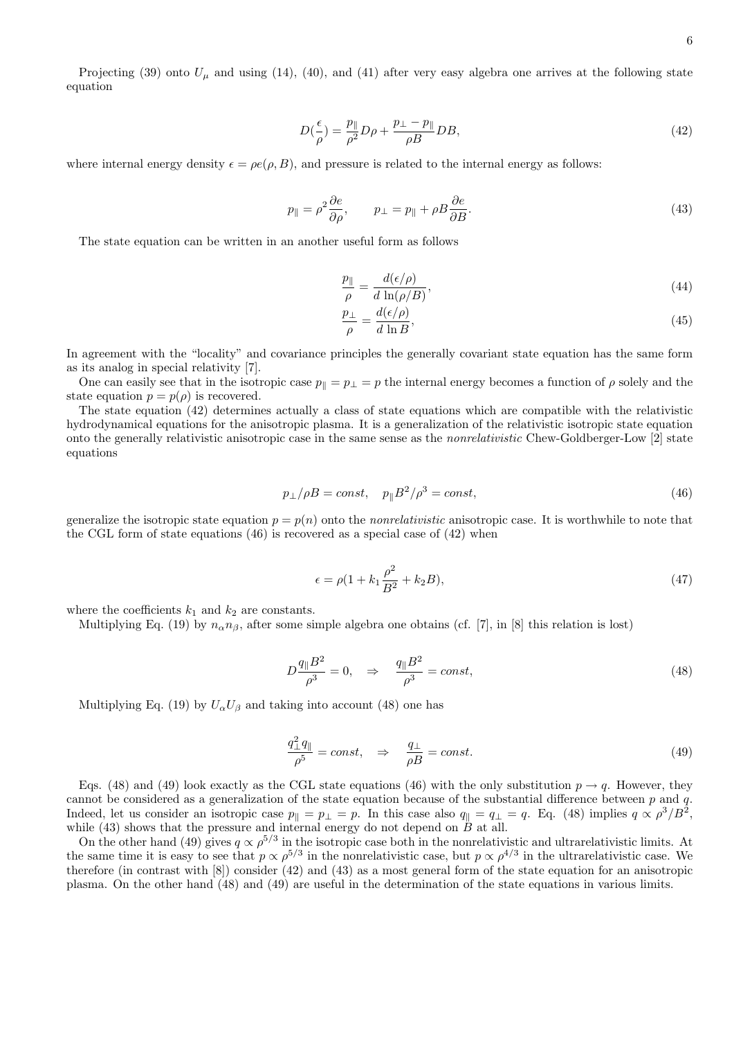Projecting (39) onto $U_\mu$ and using (14), (40), and (41) after very easy algebra one arrives at the following state equation

$$D(\frac{\epsilon}{\rho}) = \frac{p_\|}{\rho^2} D\rho + \frac{p_\perp - p_\|}{\rho B} DB, \tag{42}$$

where internal energy density $\epsilon = \rho e(\rho, B)$, and pressure is related to the internal energy as follows:

$$p_\| = \rho^2 \frac{\partial e}{\partial \rho}, \qquad p_\perp = p_\| + \rho B \frac{\partial e}{\partial B}. \tag{43}$$

The state equation can be written in an another useful form as follows

$$\frac{p_\|}{\rho} = \frac{d(\epsilon/\rho)}{d\,\ln(\rho/B)}, \tag{44}$$

$$\frac{p_\perp}{\rho} = \frac{d(\epsilon/\rho)}{d\,\ln B}, \tag{45}$$

In agreement with the "locality" and covariance principles the generally covariant state equation has the same form as its analog in special relativity [7].

One can easily see that in the isotropic case $p_\| = p_\perp = p$ the internal energy becomes a function of $\rho$ solely and the state equation $p = p(\rho)$ is recovered.

The state equation (42) determines actually a class of state equations which are compatible with the relativistic hydrodynamical equations for the anisotropic plasma. It is a generalization of the relativistic isotropic state equation onto the generally relativistic anisotropic case in the same sense as the *nonrelativistic* Chew-Goldberger-Low [2] state equations

$$p_\perp / \rho B = const, \quad p_\| B^2/\rho^3 = const, \tag{46}$$

generalize the isotropic state equation $p = p(n)$ onto the *nonrelativistic* anisotropic case. It is worthwhile to note that the CGL form of state equations (46) is recovered as a special case of (42) when

$$\epsilon = \rho(1 + k_1 \frac{\rho^2}{B^2} + k_2 B), \tag{47}$$

where the coefficients $k_1$ and $k_2$ are constants.

Multiplying Eq. (19) by $n_\alpha n_\beta$, after some simple algebra one obtains (cf. [7], in [8] this relation is lost)

$$D\frac{q_\| B^2}{\rho^3} = 0, \quad \Rightarrow \quad \frac{q_\| B^2}{\rho^3} = const, \tag{48}$$

Multiplying Eq. (19) by $U_\alpha U_\beta$ and taking into account (48) one has

$$\frac{q_\perp^2 q_\|}{\rho^5} = const, \quad \Rightarrow \quad \frac{q_\perp}{\rho B} = const. \tag{49}$$

Eqs. (48) and (49) look exactly as the CGL state equations (46) with the only substitution $p \to q$. However, they cannot be considered as a generalization of the state equation because of the substantial difference between $p$ and $q$. Indeed, let us consider an isotropic case $p_\| = p_\perp = p$. In this case also $q_\| = q_\perp = q$. Eq. (48) implies $q \propto \rho^3/B^2$, while (43) shows that the pressure and internal energy do not depend on $B$ at all.

On the other hand (49) gives $q \propto \rho^{5/3}$ in the isotropic case both in the nonrelativistic and ultrarelativistic limits. At the same time it is easy to see that $p \propto \rho^{5/3}$ in the nonrelativistic case, but $p \propto \rho^{4/3}$ in the ultrarelativistic case. We therefore (in contrast with [8]) consider (42) and (43) as a most general form of the state equation for an anisotropic plasma. On the other hand (48) and (49) are useful in the determination of the state equations in various limits.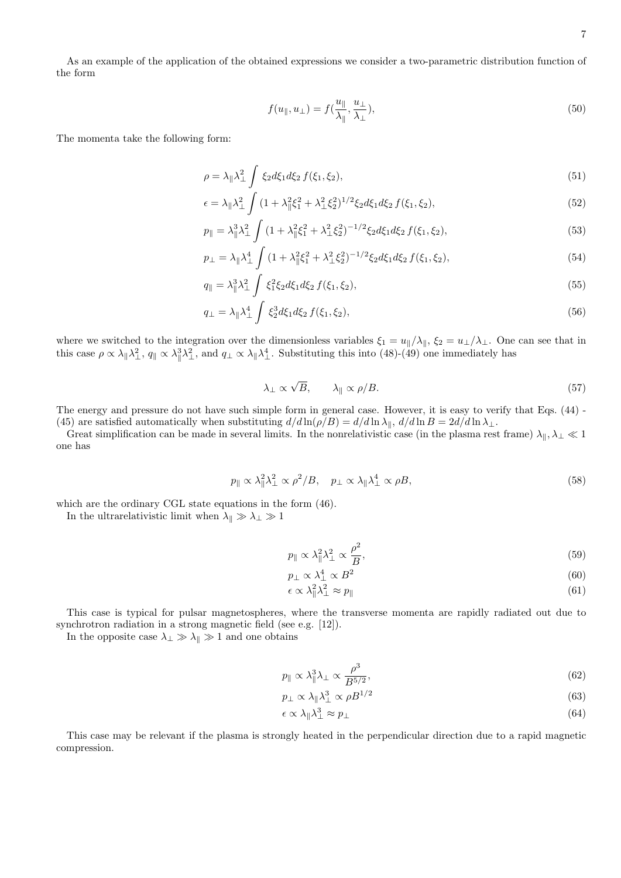As an example of the application of the obtained expressions we consider a two-parametric distribution function of the form

$$f(u_\parallel, u_\perp) = f(\frac{u_\parallel}{\lambda_\parallel}, \frac{u_\perp}{\lambda_\perp}), \tag{50}$$

The momenta take the following form:

$$\rho = \lambda_\parallel \lambda_\perp^2 \int \xi_2 d\xi_1 d\xi_2 \, f(\xi_1, \xi_2), \tag{51}$$

$$\epsilon = \lambda_\parallel \lambda_\perp^2 \int (1 + \lambda_\parallel^2 \xi_1^2 + \lambda_\perp^2 \xi_2^2)^{1/2} \xi_2 d\xi_1 d\xi_2 \, f(\xi_1, \xi_2), \tag{52}$$

$$p_\parallel = \lambda_\parallel^3 \lambda_\perp^2 \int (1 + \lambda_\parallel^2 \xi_1^2 + \lambda_\perp^2 \xi_2^2)^{-1/2} \xi_2 d\xi_1 d\xi_2 \, f(\xi_1, \xi_2), \tag{53}$$

$$p_\perp = \lambda_\parallel \lambda_\perp^4 \int (1 + \lambda_\parallel^2 \xi_1^2 + \lambda_\perp^2 \xi_2^2)^{-1/2} \xi_2 d\xi_1 d\xi_2 \, f(\xi_1, \xi_2), \tag{54}$$

$$q_\parallel = \lambda_\parallel^3 \lambda_\perp^2 \int \xi_1^2 \xi_2 d\xi_1 d\xi_2 \, f(\xi_1, \xi_2), \tag{55}$$

$$q_\perp = \lambda_\parallel \lambda_\perp^4 \int \xi_2^3 d\xi_1 d\xi_2 \, f(\xi_1, \xi_2), \tag{56}$$

where we switched to the integration over the dimensionless variables $\xi_1 = u_\parallel/\lambda_\parallel$, $\xi_2 = u_\perp/\lambda_\perp$. One can see that in this case $\rho \propto \lambda_\parallel \lambda_\perp^2$, $q_\parallel \propto \lambda_\parallel^3 \lambda_\perp^2$, and $q_\perp \propto \lambda_\parallel \lambda_\perp^4$. Substituting this into (48)-(49) one immediately has

$$\lambda_\perp \propto \sqrt{B}, \qquad \lambda_\parallel \propto \rho/B. \tag{57}$$

The energy and pressure do not have such simple form in general case. However, it is easy to verify that Eqs. (44) - (45) are satisfied automatically when substituting $d/d\ln(\rho/B) = d/d\ln\lambda_\parallel$, $d/d\ln B = 2d/d\ln\lambda_\perp$.

Great simplification can be made in several limits. In the nonrelativistic case (in the plasma rest frame) $\lambda_\parallel, \lambda_\perp \ll 1$ one has

$$p_\parallel \propto \lambda_\parallel^2 \lambda_\perp^2 \propto \rho^2/B, \quad p_\perp \propto \lambda_\parallel \lambda_\perp^4 \propto \rho B, \tag{58}$$

which are the ordinary CGL state equations in the form (46).

In the ultrarelativistic limit when $\lambda_\parallel \gg \lambda_\perp \gg 1$

$$p_\parallel \propto \lambda_\parallel^2 \lambda_\perp^2 \propto \frac{\rho^2}{B}, \tag{59}$$

$$p_\perp \propto \lambda_\perp^4 \propto B^2 \tag{60}$$

$$\epsilon \propto \lambda_\parallel^2 \lambda_\perp^2 \approx p_\parallel \tag{61}$$

This case is typical for pulsar magnetospheres, where the transverse momenta are rapidly radiated out due to synchrotron radiation in a strong magnetic field (see e.g. [12]).

In the opposite case $\lambda_\perp \gg \lambda_\parallel \gg 1$ and one obtains

$$p_\parallel \propto \lambda_\parallel^3 \lambda_\perp \propto \frac{\rho^3}{B^{5/2}}, \tag{62}$$

$$p_\perp \propto \lambda_\parallel \lambda_\perp^3 \propto \rho B^{1/2} \tag{63}$$

$$\epsilon \propto \lambda_\parallel \lambda_\perp^3 \approx p_\perp \tag{64}$$

This case may be relevant if the plasma is strongly heated in the perpendicular direction due to a rapid magnetic compression.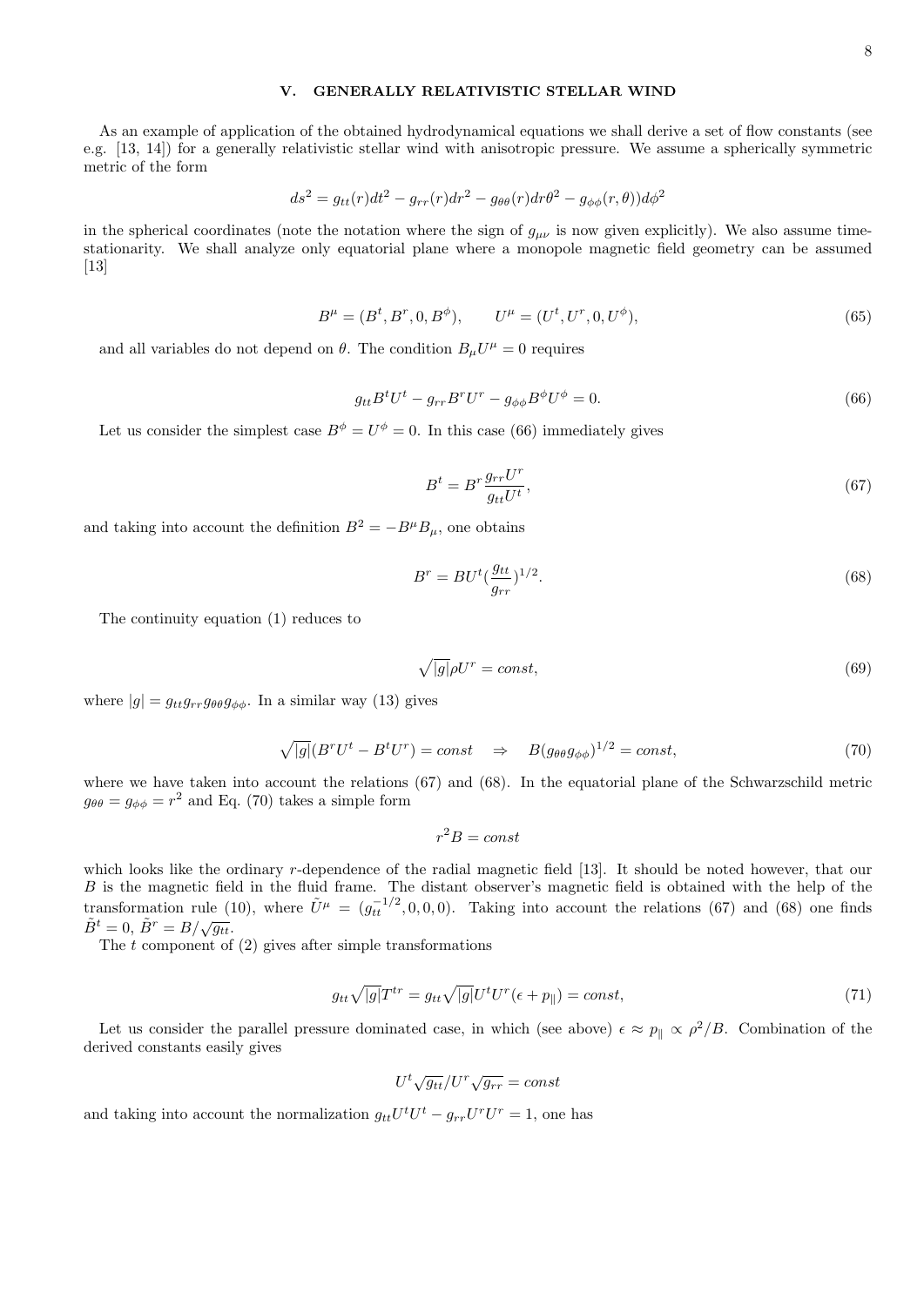## V. GENERALLY RELATIVISTIC STELLAR WIND

As an example of application of the obtained hydrodynamical equations we shall derive a set of flow constants (see e.g. [13, 14]) for a generally relativistic stellar wind with anisotropic pressure. We assume a spherically symmetric metric of the form

$$ds^2 = g_{tt}(r)dt^2 - g_{rr}(r)dr^2 - g_{\theta\theta}(r)dr\theta^2 - g_{\phi\phi}(r,\theta))d\phi^2$$

in the spherical coordinates (note the notation where the sign of $g_{\mu\nu}$ is now given explicitly). We also assume time-stationarity. We shall analyze only equatorial plane where a monopole magnetic field geometry can be assumed [13]

$$B^\mu = (B^t, B^r, 0, B^\phi), \qquad U^\mu = (U^t, U^r, 0, U^\phi), \tag{65}$$

and all variables do not depend on $\theta$. The condition $B_\mu U^\mu = 0$ requires

$$g_{tt}B^tU^t - g_{rr}B^rU^r - g_{\phi\phi}B^\phi U^\phi = 0. \tag{66}$$

Let us consider the simplest case $B^\phi = U^\phi = 0$. In this case (66) immediately gives

$$B^t = B^r \frac{g_{rr}U^r}{g_{tt}U^t}, \tag{67}$$

and taking into account the definition $B^2 = -B^\mu B_\mu$, one obtains

$$B^r = BU^t(\frac{g_{tt}}{g_{rr}})^{1/2}. \tag{68}$$

The continuity equation (1) reduces to

$$\sqrt{|g|}\rho U^r = const, \tag{69}$$

where $|g| = g_{tt}g_{rr}g_{\theta\theta}g_{\phi\phi}$. In a similar way (13) gives

$$\sqrt{|g|}(B^rU^t - B^tU^r) = const \quad \Rightarrow \quad B(g_{\theta\theta}g_{\phi\phi})^{1/2} = const, \tag{70}$$

where we have taken into account the relations (67) and (68). In the equatorial plane of the Schwarzschild metric $g_{\theta\theta} = g_{\phi\phi} = r^2$ and Eq. (70) takes a simple form

$$r^2B = const$$

which looks like the ordinary $r$-dependence of the radial magnetic field [13]. It should be noted however, that our $B$ is the magnetic field in the fluid frame. The distant observer's magnetic field is obtained with the help of the transformation rule (10), where $\tilde{U}^\mu = (g_{tt}^{-1/2}, 0, 0, 0)$. Taking into account the relations (67) and (68) one finds $\tilde{B}^t = 0$, $\tilde{B}^r = B/\sqrt{g_{tt}}$.

The $t$ component of (2) gives after simple transformations

$$g_{tt}\sqrt{|g|}T^{tr} = g_{tt}\sqrt{|g|}U^tU^r(\epsilon + p_\parallel) = const, \tag{71}$$

Let us consider the parallel pressure dominated case, in which (see above) $\epsilon \approx p_\parallel \propto \rho^2/B$. Combination of the derived constants easily gives

$$U^t\sqrt{g_{tt}}/U^r\sqrt{g_{rr}} = const$$

and taking into account the normalization $g_{tt}U^tU^t - g_{rr}U^rU^r = 1$, one has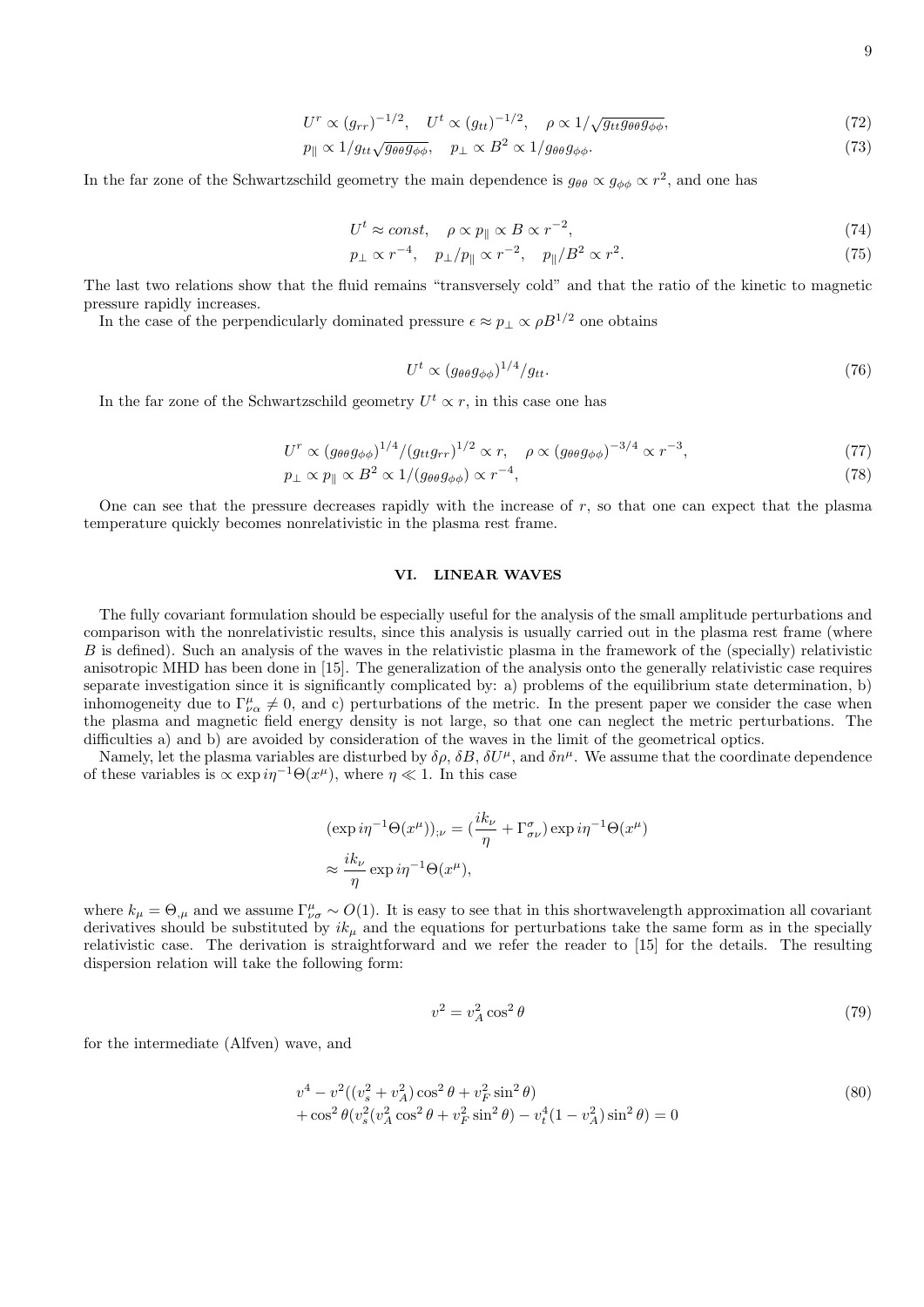$$U^r \propto (g_{rr})^{-1/2}, \quad U^t \propto (g_{tt})^{-1/2}, \quad \rho \propto 1/\sqrt{g_{tt} g_{\theta\theta} g_{\phi\phi}}, \tag{72}$$

$$p_\parallel \propto 1/g_{tt}\sqrt{g_{\theta\theta} g_{\phi\phi}}, \quad p_\perp \propto B^2 \propto 1/g_{\theta\theta} g_{\phi\phi}. \tag{73}$$

In the far zone of the Schwartzschild geometry the main dependence is $g_{\theta\theta} \propto g_{\phi\phi} \propto r^2$, and one has

$$U^t \approx const, \quad \rho \propto p_\parallel \propto B \propto r^{-2}, \tag{74}$$

$$p_\perp \propto r^{-4}, \quad p_\perp/p_\parallel \propto r^{-2}, \quad p_\parallel/B^2 \propto r^2. \tag{75}$$

The last two relations show that the fluid remains "transversely cold" and that the ratio of the kinetic to magnetic pressure rapidly increases.

In the case of the perpendicularly dominated pressure $\epsilon \approx p_\perp \propto \rho B^{1/2}$ one obtains

$$U^t \propto (g_{\theta\theta} g_{\phi\phi})^{1/4}/g_{tt}. \tag{76}$$

In the far zone of the Schwartzschild geometry $U^t \propto r$, in this case one has

$$U^r \propto (g_{\theta\theta} g_{\phi\phi})^{1/4}/(g_{tt} g_{rr})^{1/2} \propto r, \quad \rho \propto (g_{\theta\theta} g_{\phi\phi})^{-3/4} \propto r^{-3}, \tag{77}$$

$$p_\perp \propto p_\parallel \propto B^2 \propto 1/(g_{\theta\theta} g_{\phi\phi}) \propto r^{-4}, \tag{78}$$

One can see that the pressure decreases rapidly with the increase of $r$, so that one can expect that the plasma temperature quickly becomes nonrelativistic in the plasma rest frame.

## VI. LINEAR WAVES

The fully covariant formulation should be especially useful for the analysis of the small amplitude perturbations and comparison with the nonrelativistic results, since this analysis is usually carried out in the plasma rest frame (where $B$ is defined). Such an analysis of the waves in the relativistic plasma in the framework of the (specially) relativistic anisotropic MHD has been done in [15]. The generalization of the analysis onto the generally relativistic case requires separate investigation since it is significantly complicated by: a) problems of the equilibrium state determination, b) inhomogeneity due to $\Gamma^\mu_{\nu\alpha} \neq 0$, and c) perturbations of the metric. In the present paper we consider the case when the plasma and magnetic field energy density is not large, so that one can neglect the metric perturbations. The difficulties a) and b) are avoided by consideration of the waves in the limit of the geometrical optics.

Namely, let the plasma variables are disturbed by $\delta\rho$, $\delta B$, $\delta U^\mu$, and $\delta n^\mu$. We assume that the coordinate dependence of these variables is $\propto \exp i\eta^{-1}\Theta(x^\mu)$, where $\eta \ll 1$. In this case

$$(\exp i\eta^{-1}\Theta(x^\mu))_{;\nu} = (\frac{ik_\nu}{\eta} + \Gamma^\sigma_{\sigma\nu}) \exp i\eta^{-1}\Theta(x^\mu)$$

$$\approx \frac{ik_\nu}{\eta} \exp i\eta^{-1}\Theta(x^\mu),$$

where $k_\mu = \Theta_{,\mu}$ and we assume $\Gamma^\mu_{\nu\sigma} \sim O(1)$. It is easy to see that in this shortwavelength approximation all covariant derivatives should be substituted by $ik_\mu$ and the equations for perturbations take the same form as in the specially relativistic case. The derivation is straightforward and we refer the reader to [15] for the details. The resulting dispersion relation will take the following form:

$$v^2 = v_A^2 \cos^2\theta \tag{79}$$

for the intermediate (Alfven) wave, and

$$v^4 - v^2((v_s^2 + v_A^2)\cos^2\theta + v_F^2 \sin^2\theta)$$
$$+ \cos^2\theta(v_s^2(v_A^2\cos^2\theta + v_F^2\sin^2\theta) - v_t^4(1 - v_A^2)\sin^2\theta) = 0 \tag{80}$$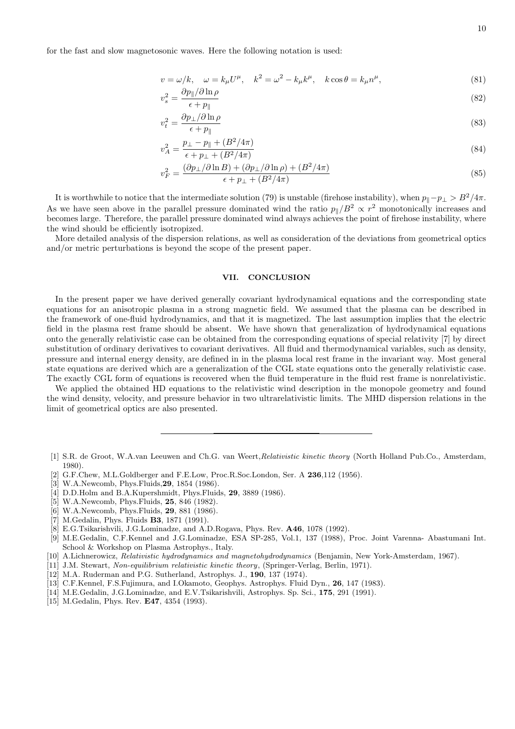for the fast and slow magnetosonic waves. Here the following notation is used:

$$v = \omega/k, \quad \omega = k_\mu U^\mu, \quad k^2 = \omega^2 - k_\mu k^\mu, \quad k\cos\theta = k_\mu n^\mu, \tag{81}$$

$$v_s^2 = \frac{\partial p_\parallel/\partial \ln\rho}{\epsilon + p_\parallel} \tag{82}$$

$$v_t^2 = \frac{\partial p_\perp/\partial \ln\rho}{\epsilon + p_\parallel} \tag{83}$$

$$v_A^2 = \frac{p_\perp - p_\parallel + (B^2/4\pi)}{\epsilon + p_\perp + (B^2/4\pi)} \tag{84}$$

$$v_F^2 = \frac{(\partial p_\perp/\partial \ln B) + (\partial p_\perp/\partial \ln\rho) + (B^2/4\pi)}{\epsilon + p_\perp + (B^2/4\pi)} \tag{85}$$

It is worthwhile to notice that the intermediate solution (79) is unstable (firehose instability), when $p_\parallel - p_\perp > B^2/4\pi$. As we have seen above in the parallel pressure dominated wind the ratio $p_\parallel/B^2 \propto r^2$ monotonically increases and becomes large. Therefore, the parallel pressure dominated wind always achieves the point of firehose instability, where the wind should be efficiently isotropized.

More detailed analysis of the dispersion relations, as well as consideration of the deviations from geometrical optics and/or metric perturbations is beyond the scope of the present paper.

## VII. CONCLUSION

In the present paper we have derived generally covariant hydrodynamical equations and the corresponding state equations for an anisotropic plasma in a strong magnetic field. We assumed that the plasma can be described in the framework of one-fluid hydrodynamics, and that it is magnetized. The last assumption implies that the electric field in the plasma rest frame should be absent. We have shown that generalization of hydrodynamical equations onto the generally relativistic case can be obtained from the corresponding equations of special relativity [7] by direct substitution of ordinary derivatives to covariant derivatives. All fluid and thermodynamical variables, such as density, pressure and internal energy density, are defined in in the plasma local rest frame in the invariant way. Most general state equations are derived which are a generalization of the CGL state equations onto the generally relativistic case. The exactly CGL form of equations is recovered when the fluid temperature in the fluid rest frame is nonrelativistic.

We applied the obtained HD equations to the relativistic wind description in the monopole geometry and found the wind density, velocity, and pressure behavior in two ultrarelativistic limits. The MHD dispersion relations in the limit of geometrical optics are also presented.

---

[1] S.R. de Groot, W.A.van Leeuwen and Ch.G. van Weert, *Relativistic kinetic theory* (North Holland Pub.Co., Amsterdam, 1980).

[2] G.F.Chew, M.L.Goldberger and F.E.Low, Proc.R.Soc.London, Ser. A **236**,112 (1956).

[3] W.A.Newcomb, Phys.Fluids,**29**, 1854 (1986).

[4] D.D.Holm and B.A.Kupershmidt, Phys.Fluids, **29**, 3889 (1986).

[5] W.A.Newcomb, Phys.Fluids, **25**, 846 (1982).

[6] W.A.Newcomb, Phys.Fluids, **29**, 881 (1986).

[7] M.Gedalin, Phys. Fluids **B3**, 1871 (1991).

[8] E.G.Tsikarishvili, J.G.Lominadze, and A.D.Rogava, Phys. Rev. **A46**, 1078 (1992).

[9] M.E.Gedalin, C.F.Kennel and J.G.Lominadze, ESA SP-285, Vol.1, 137 (1988), Proc. Joint Varenna- Abastumani Int. School & Workshop on Plasma Astrophys., Italy.

[10] A.Lichnerowicz, *Relativistic hydrodynamics and magnetohydrodynamics* (Benjamin, New York-Amsterdam, 1967).

[11] J.M. Stewart, *Non-equilibrium relativistic kinetic theory*, (Springer-Verlag, Berlin, 1971).

[12] M.A. Ruderman and P.G. Sutherland, Astrophys. J., **190**, 137 (1974).

[13] C.F.Kennel, F.S.Fujimura, and I.Okamoto, Geophys. Astrophys. Fluid Dyn., **26**, 147 (1983).

[14] M.E.Gedalin, J.G.Lominadze, and E.V.Tsikarishvili, Astrophys. Sp. Sci., **175**, 291 (1991).

[15] M.Gedalin, Phys. Rev. **E47**, 4354 (1993).